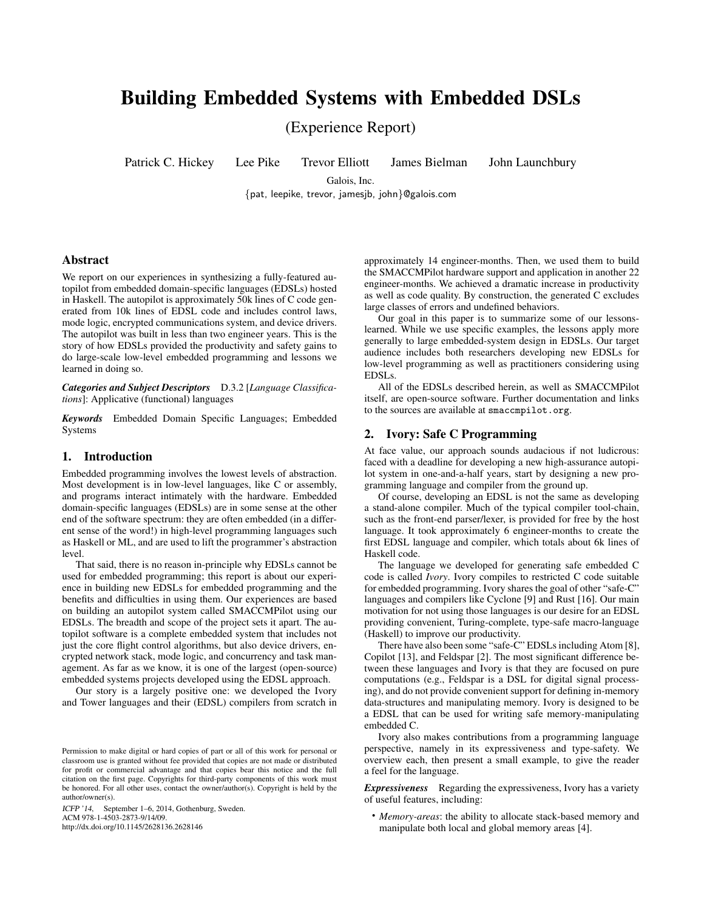# Building Embedded Systems with Embedded DSLs

(Experience Report)

Patrick C. Hickey   Lee Pike   Trevor Elliott   James Bielman   John Launchbury

Galois, Inc.

{pat, leepike, trevor, jamesjb, john}@galois.com

## Abstract

We report on our experiences in synthesizing a fully-featured autopilot from embedded domain-specific languages (EDSLs) hosted in Haskell. The autopilot is approximately 50k lines of C code generated from 10k lines of EDSL code and includes control laws, mode logic, encrypted communications system, and device drivers. The autopilot was built in less than two engineer years. This is the story of how EDSLs provided the productivity and safety gains to do large-scale low-level embedded programming and lessons we learned in doing so.

***Categories and Subject Descriptors*** D.3.2 [*Language Classifications*]: Applicative (functional) languages

***Keywords*** Embedded Domain Specific Languages; Embedded Systems

## 1. Introduction

Embedded programming involves the lowest levels of abstraction. Most development is in low-level languages, like C or assembly, and programs interact intimately with the hardware. Embedded domain-specific languages (EDSLs) are in some sense at the other end of the software spectrum: they are often embedded (in a different sense of the word!) in high-level programming languages such as Haskell or ML, and are used to lift the programmer's abstraction level.

That said, there is no reason in-principle why EDSLs cannot be used for embedded programming; this report is about our experience in building new EDSLs for embedded programming and the benefits and difficulties in using them. Our experiences are based on building an autopilot system called SMACCMPilot using our EDSLs. The breadth and scope of the project sets it apart. The autopilot software is a complete embedded system that includes not just the core flight control algorithms, but also device drivers, encrypted network stack, mode logic, and concurrency and task management. As far as we know, it is one of the largest (open-source) embedded systems projects developed using the EDSL approach.

Our story is a largely positive one: we developed the Ivory and Tower languages and their (EDSL) compilers from scratch in approximately 14 engineer-months. Then, we used them to build the SMACCMPilot hardware support and application in another 22 engineer-months. We achieved a dramatic increase in productivity as well as code quality. By construction, the generated C excludes large classes of errors and undefined behaviors.

Our goal in this paper is to summarize some of our lessons-learned. While we use specific examples, the lessons apply more generally to large embedded-system design in EDSLs. Our target audience includes both researchers developing new EDSLs for low-level programming as well as practitioners considering using EDSLs.

All of the EDSLs described herein, as well as SMACCMPilot itself, are open-source software. Further documentation and links to the sources are available at `smaccmpilot.org`.

## 2. Ivory: Safe C Programming

At face value, our approach sounds audacious if not ludicrous: faced with a deadline for developing a new high-assurance autopilot system in one-and-a-half years, start by designing a new programming language and compiler from the ground up.

Of course, developing an EDSL is not the same as developing a stand-alone compiler. Much of the typical compiler tool-chain, such as the front-end parser/lexer, is provided for free by the host language. It took approximately 6 engineer-months to create the first EDSL language and compiler, which totals about 6k lines of Haskell code.

The language we developed for generating safe embedded C code is called *Ivory*. Ivory compiles to restricted C code suitable for embedded programming. Ivory shares the goal of other "safe-C" languages and compilers like Cyclone [9] and Rust [16]. Our main motivation for not using those languages is our desire for an EDSL providing convenient, Turing-complete, type-safe macro-language (Haskell) to improve our productivity.

There have also been some "safe-C" EDSLs including Atom [8], Copilot [13], and Feldspar [2]. The most significant difference between these languages and Ivory is that they are focused on pure computations (e.g., Feldspar is a DSL for digital signal processing), and do not provide convenient support for defining in-memory data-structures and manipulating memory. Ivory is designed to be a EDSL that can be used for writing safe memory-manipulating embedded C.

Ivory also makes contributions from a programming language perspective, namely in its expressiveness and type-safety. We overview each, then present a small example, to give the reader a feel for the language.

***Expressiveness*** Regarding the expressiveness, Ivory has a variety of useful features, including:

- *Memory-areas*: the ability to allocate stack-based memory and manipulate both local and global memory areas [4].

Permission to make digital or hard copies of part or all of this work for personal or classroom use is granted without fee provided that copies are not made or distributed for profit or commercial advantage and that copies bear this notice and the full citation on the first page. Copyrights for third-party components of this work must be honored. For all other uses, contact the owner/author(s). Copyright is held by the author/owner(s).

*ICFP '14*, September 1–6, 2014, Gothenburg, Sweden.
ACM 978-1-4503-2873-9/14/09.
http://dx.doi.org/10.1145/2628136.2628146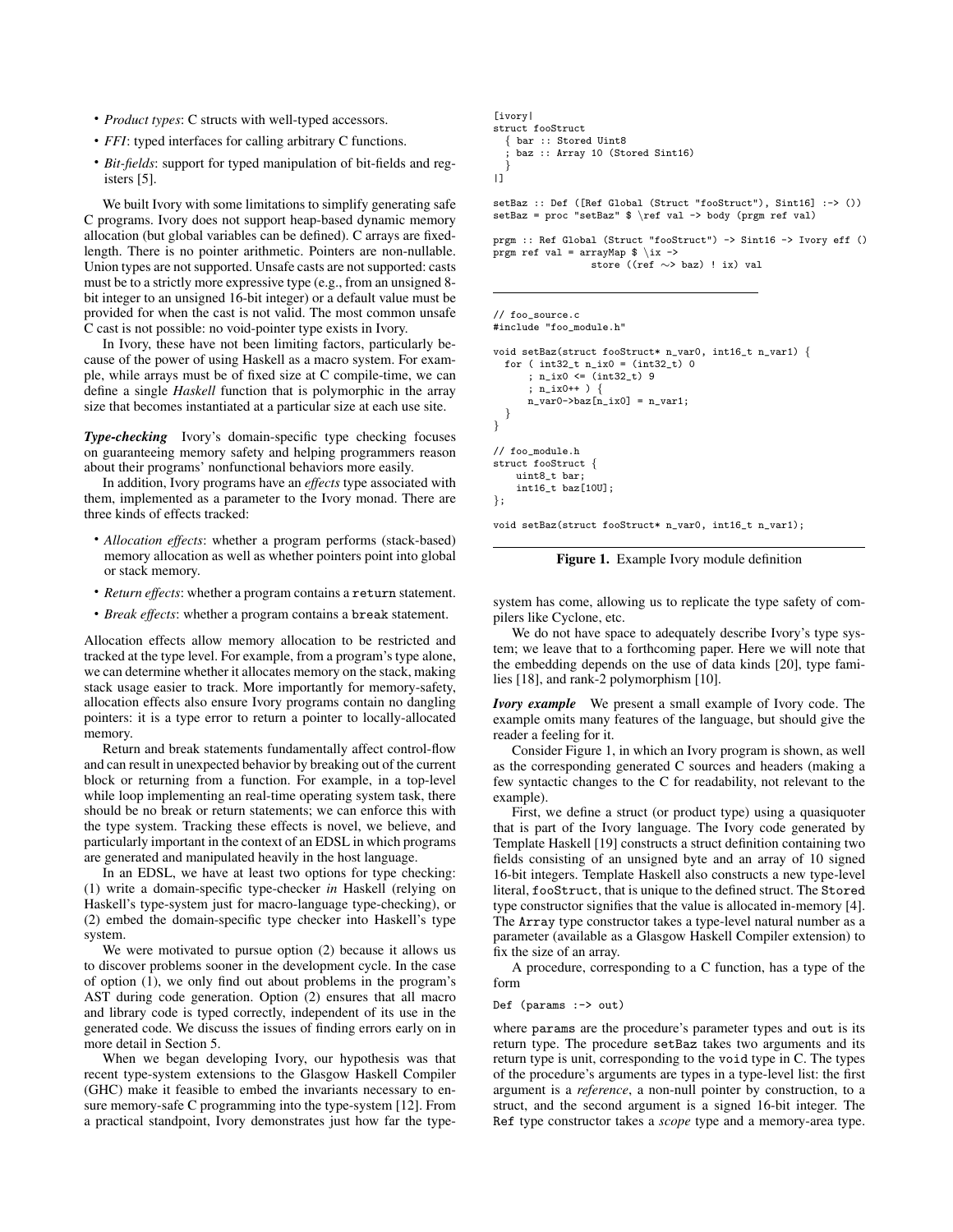- *Product types*: C structs with well-typed accessors.
- *FFI*: typed interfaces for calling arbitrary C functions.
- *Bit-fields*: support for typed manipulation of bit-fields and registers [5].

We built Ivory with some limitations to simplify generating safe C programs. Ivory does not support heap-based dynamic memory allocation (but global variables can be defined). C arrays are fixed-length. There is no pointer arithmetic. Pointers are non-nullable. Union types are not supported. Unsafe casts are not supported: casts must be to a strictly more expressive type (e.g., from an unsigned 8-bit integer to an unsigned 16-bit integer) or a default value must be provided for when the cast is not valid. The most common unsafe C cast is not possible: no void-pointer type exists in Ivory.

In Ivory, these have not been limiting factors, particularly because of the power of using Haskell as a macro system. For example, while arrays must be of fixed size at C compile-time, we can define a single *Haskell* function that is polymorphic in the array size that becomes instantiated at a particular size at each use site.

***Type-checking*** Ivory's domain-specific type checking focuses on guaranteeing memory safety and helping programmers reason about their programs' nonfunctional behaviors more easily.

In addition, Ivory programs have an *effects* type associated with them, implemented as a parameter to the Ivory monad. There are three kinds of effects tracked:

- *Allocation effects*: whether a program performs (stack-based) memory allocation as well as whether pointers point into global or stack memory.
- *Return effects*: whether a program contains a `return` statement.
- *Break effects*: whether a program contains a `break` statement.

Allocation effects allow memory allocation to be restricted and tracked at the type level. For example, from a program's type alone, we can determine whether it allocates memory on the stack, making stack usage easier to track. More importantly for memory-safety, allocation effects also ensure Ivory programs contain no dangling pointers: it is a type error to return a pointer to locally-allocated memory.

Return and break statements fundamentally affect control-flow and can result in unexpected behavior by breaking out of the current block or returning from a function. For example, in a top-level while loop implementing an real-time operating system task, there should be no break or return statements; we can enforce this with the type system. Tracking these effects is novel, we believe, and particularly important in the context of an EDSL in which programs are generated and manipulated heavily in the host language.

In an EDSL, we have at least two options for type checking: (1) write a domain-specific type-checker *in* Haskell (relying on Haskell's type-system just for macro-language type-checking), or (2) embed the domain-specific type checker into Haskell's type system.

We were motivated to pursue option (2) because it allows us to discover problems sooner in the development cycle. In the case of option (1), we only find out about problems in the program's AST during code generation. Option (2) ensures that all macro and library code is typed correctly, independent of its use in the generated code. We discuss the issues of finding errors early on in more detail in Section 5.

When we began developing Ivory, our hypothesis was that recent type-system extensions to the Glasgow Haskell Compiler (GHC) make it feasible to embed the invariants necessary to ensure memory-safe C programming into the type-system [12]. From a practical standpoint, Ivory demonstrates just how far the type-system has come, allowing us to replicate the type safety of compilers like Cyclone, etc.

We do not have space to adequately describe Ivory's type system; we leave that to a forthcoming paper. Here we will note that the embedding depends on the use of data kinds [20], type families [18], and rank-2 polymorphism [10].

***Ivory example*** We present a small example of Ivory code. The example omits many features of the language, but should give the reader a feeling for it.

Consider Figure 1, in which an Ivory program is shown, as well as the corresponding generated C sources and headers (making a few syntactic changes to the C for readability, not relevant to the example).

First, we define a struct (or product type) using a quasiquoter that is part of the Ivory language. The Ivory code generated by Template Haskell [19] constructs a struct definition containing two fields consisting of an unsigned byte and an array of 10 signed 16-bit integers. Template Haskell also constructs a new type-level literal, `fooStruct`, that is unique to the defined struct. The `Stored` type constructor signifies that the value is allocated in-memory [4]. The `Array` type constructor takes a type-level natural number as a parameter (available as a Glasgow Haskell Compiler extension) to fix the size of an array.

A procedure, corresponding to a C function, has a type of the form

```
Def (params :-> out)
```

where `params` are the procedure's parameter types and `out` is its return type. The procedure `setBaz` takes two arguments and its return type is unit, corresponding to the `void` type in C. The types of the procedure's arguments are types in a type-level list: the first argument is a *reference*, a non-null pointer by construction, to a struct, and the second argument is a signed 16-bit integer. The `Ref` type constructor takes a *scope* type and a memory-area type.

```
[ivory|
struct fooStruct
  { bar :: Stored Uint8
  ; baz :: Array 10 (Stored Sint16)
  }
|]

setBaz :: Def ([Ref Global (Struct "fooStruct"), Sint16] :-> ())
setBaz = proc "setBaz" $ \ref val -> body (prgm ref val)

prgm :: Ref Global (Struct "fooStruct") -> Sint16 -> Ivory eff ()
prgm ref val = arrayMap $ \ix ->
                 store ((ref ~> baz) ! ix) val
```

```
// foo_source.c
#include "foo_module.h"

void setBaz(struct fooStruct* n_var0, int16_t n_var1) {
  for ( int32_t n_ix0 = (int32_t) 0
      ; n_ix0 <= (int32_t) 9
      ; n_ix0++ ) {
      n_var0->baz[n_ix0] = n_var1;
  }
}

// foo_module.h
struct fooStruct {
    uint8_t bar;
    int16_t baz[10U];
};

void setBaz(struct fooStruct* n_var0, int16_t n_var1);
```

**Figure 1.** Example Ivory module definition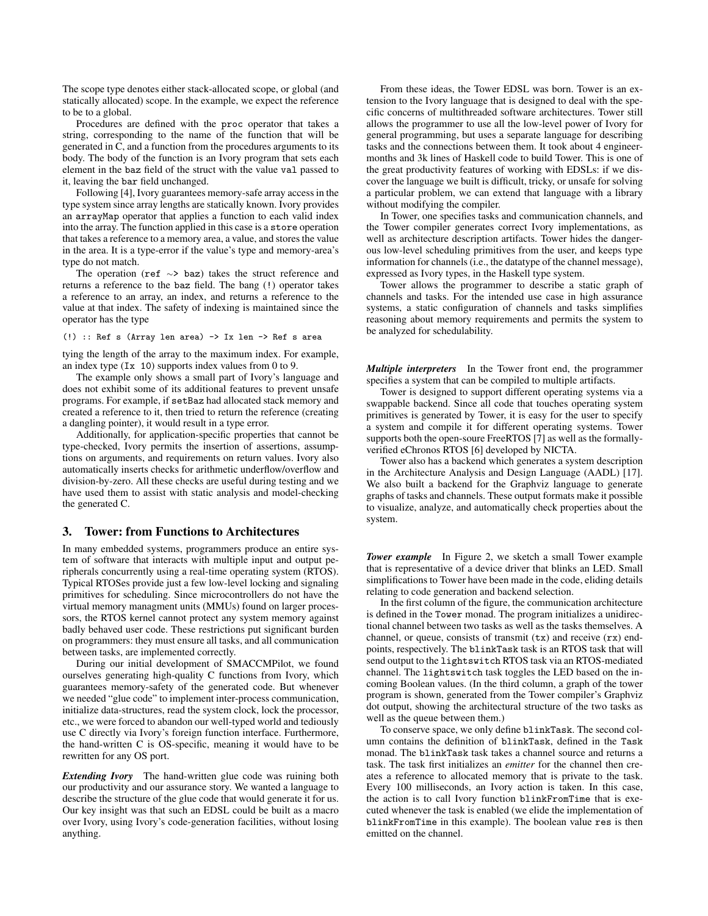The scope type denotes either stack-allocated scope, or global (and statically allocated) scope. In the example, we expect the reference to be to a global.

Procedures are defined with the `proc` operator that takes a string, corresponding to the name of the function that will be generated in C, and a function from the procedures arguments to its body. The body of the function is an Ivory program that sets each element in the `baz` field of the struct with the value `val` passed to it, leaving the `bar` field unchanged.

Following [4], Ivory guarantees memory-safe array access in the type system since array lengths are statically known. Ivory provides an `arrayMap` operator that applies a function to each valid index into the array. The function applied in this case is a `store` operation that takes a reference to a memory area, a value, and stores the value in the area. It is a type-error if the value's type and memory-area's type do not match.

The operation (`ref ~> baz`) takes the struct reference and returns a reference to the `baz` field. The bang (`!`) operator takes a reference to an array, an index, and returns a reference to the value at that index. The safety of indexing is maintained since the operator has the type

```
(!) :: Ref s (Array len area) -> Ix len -> Ref s area
```

tying the length of the array to the maximum index. For example, an index type (`Ix 10`) supports index values from 0 to 9.

The example only shows a small part of Ivory's language and does not exhibit some of its additional features to prevent unsafe programs. For example, if `setBaz` had allocated stack memory and created a reference to it, then tried to return the reference (creating a dangling pointer), it would result in a type error.

Additionally, for application-specific properties that cannot be type-checked, Ivory permits the insertion of assertions, assumptions on arguments, and requirements on return values. Ivory also automatically inserts checks for arithmetic underflow/overflow and division-by-zero. All these checks are useful during testing and we have used them to assist with static analysis and model-checking the generated C.

## 3. Tower: from Functions to Architectures

In many embedded systems, programmers produce an entire system of software that interacts with multiple input and output peripherals concurrently using a real-time operating system (RTOS). Typical RTOSes provide just a few low-level locking and signaling primitives for scheduling. Since microcontrollers do not have the virtual memory managment units (MMUs) found on larger processors, the RTOS kernel cannot protect any system memory against badly behaved user code. These restrictions put significant burden on programmers: they must ensure all tasks, and all communication between tasks, are implemented correctly.

During our initial development of SMACCMPilot, we found ourselves generating high-quality C functions from Ivory, which guarantees memory-safety of the generated code. But whenever we needed "glue code" to implement inter-process communication, initialize data-structures, read the system clock, lock the processor, etc., we were forced to abandon our well-typed world and tediously use C directly via Ivory's foreign function interface. Furthermore, the hand-written C is OS-specific, meaning it would have to be rewritten for any OS port.

***Extending Ivory*** The hand-written glue code was ruining both our productivity and our assurance story. We wanted a language to describe the structure of the glue code that would generate it for us. Our key insight was that such an EDSL could be built as a macro over Ivory, using Ivory's code-generation facilities, without losing anything.

From these ideas, the Tower EDSL was born. Tower is an extension to the Ivory language that is designed to deal with the specific concerns of multithreaded software architectures. Tower still allows the programmer to use all the low-level power of Ivory for general programming, but uses a separate language for describing tasks and the connections between them. It took about 4 engineer-months and 3k lines of Haskell code to build Tower. This is one of the great productivity features of working with EDSLs: if we discover the language we built is difficult, tricky, or unsafe for solving a particular problem, we can extend that language with a library without modifying the compiler.

In Tower, one specifies tasks and communication channels, and the Tower compiler generates correct Ivory implementations, as well as architecture description artifacts. Tower hides the dangerous low-level scheduling primitives from the user, and keeps type information for channels (i.e., the datatype of the channel message), expressed as Ivory types, in the Haskell type system.

Tower allows the programmer to describe a static graph of channels and tasks. For the intended use case in high assurance systems, a static configuration of channels and tasks simplifies reasoning about memory requirements and permits the system to be analyzed for schedulability.

***Multiple interpreters*** In the Tower front end, the programmer specifies a system that can be compiled to multiple artifacts.

Tower is designed to support different operating systems via a swappable backend. Since all code that touches operating system primitives is generated by Tower, it is easy for the user to specify a system and compile it for different operating systems. Tower supports both the open-soure FreeRTOS [7] as well as the formally-verified eChronos RTOS [6] developed by NICTA.

Tower also has a backend which generates a system description in the Architecture Analysis and Design Language (AADL) [17]. We also built a backend for the Graphviz language to generate graphs of tasks and channels. These output formats make it possible to visualize, analyze, and automatically check properties about the system.

***Tower example*** In Figure 2, we sketch a small Tower example that is representative of a device driver that blinks an LED. Small simplifications to Tower have been made in the code, eliding details relating to code generation and backend selection.

In the first column of the figure, the communication architecture is defined in the `Tower` monad. The program initializes a unidirectional channel between two tasks as well as the tasks themselves. A channel, or queue, consists of transmit (`tx`) and receive (`rx`) endpoints, respectively. The `blinkTask` task is an RTOS task that will send output to the `lightswitch` RTOS task via an RTOS-mediated channel. The `lightswitch` task toggles the LED based on the incoming Boolean values. (In the third column, a graph of the tower program is shown, generated from the Tower compiler's Graphviz dot output, showing the architectural structure of the two tasks as well as the queue between them.)

To conserve space, we only define `blinkTask`. The second column contains the definition of `blinkTask`, defined in the `Task` monad. The `blinkTask` task takes a channel source and returns a task. The task first initializes an *emitter* for the channel then creates a reference to allocated memory that is private to the task. Every 100 milliseconds, an Ivory action is taken. In this case, the action is to call Ivory function `blinkFromTime` that is executed whenever the task is enabled (we elide the implementation of `blinkFromTime` in this example). The boolean value `res` is then emitted on the channel.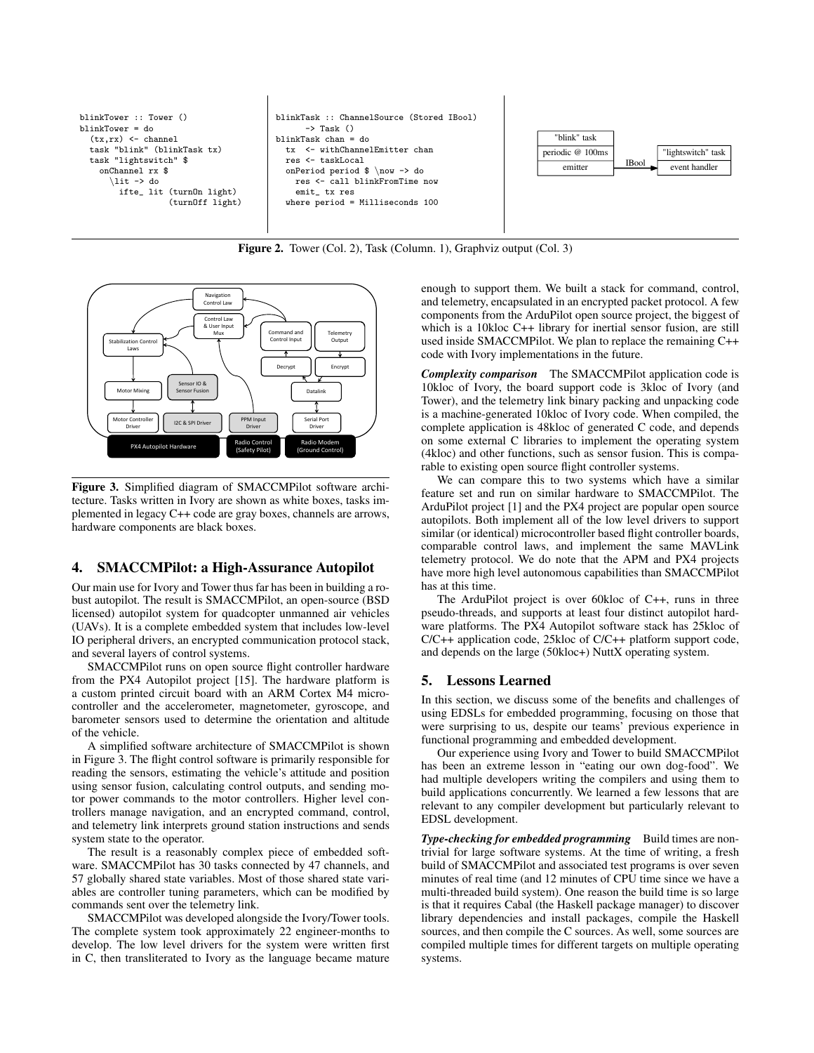```
blinkTower :: Tower ()
blinkTower = do
  (tx,rx) <- channel
  task "blink" (blinkTask tx)
  task "lightswitch" $
    onChannel rx $
      \lit -> do
        ifte_ lit (turnOn light)
                  (turnOff light)
```

```
blinkTask :: ChannelSource (Stored IBool)
      -> Task ()
blinkTask chan = do
  tx  <- withChannelEmitter chan
  res <- taskLocal
  onPeriod period $ \now -> do
    res <- call blinkFromTime now
    emit_ tx res
  where period = Milliseconds 100
```

```
"blink" task          "lightswitch" task
periodic @ 100ms      event handler
emitter  --IBool-->
```

**Figure 2.** Tower (Col. 2), Task (Column. 1), Graphviz output (Col. 3)

**Figure 3.** Simplified diagram of SMACCMPilot software architecture. Tasks written in Ivory are shown as white boxes, tasks implemented in legacy C++ code are gray boxes, channels are arrows, hardware components are black boxes.

## 4. SMACCMPilot: a High-Assurance Autopilot

Our main use for Ivory and Tower thus far has been in building a robust autopilot. The result is SMACCMPilot, an open-source (BSD licensed) autopilot system for quadcopter unmanned air vehicles (UAVs). It is a complete embedded system that includes low-level IO peripheral drivers, an encrypted communication protocol stack, and several layers of control systems.

SMACCMPilot runs on open source flight controller hardware from the PX4 Autopilot project [15]. The hardware platform is a custom printed circuit board with an ARM Cortex M4 microcontroller and the accelerometer, magnetometer, gyroscope, and barometer sensors used to determine the orientation and altitude of the vehicle.

A simplified software architecture of SMACCMPilot is shown in Figure 3. The flight control software is primarily responsible for reading the sensors, estimating the vehicle's attitude and position using sensor fusion, calculating control outputs, and sending motor power commands to the motor controllers. Higher level controllers manage navigation, and an encrypted command, control, and telemetry link interprets ground station instructions and sends system state to the operator.

The result is a reasonably complex piece of embedded software. SMACCMPilot has 30 tasks connected by 47 channels, and 57 globally shared state variables. Most of those shared state variables are controller tuning parameters, which can be modified by commands sent over the telemetry link.

SMACCMPilot was developed alongside the Ivory/Tower tools. The complete system took approximately 22 engineer-months to develop. The low level drivers for the system were written first in C, then transliterated to Ivory as the language became mature enough to support them. We built a stack for command, control, and telemetry, encapsulated in an encrypted packet protocol. A few components from the ArduPilot open source project, the biggest of which is a 10kloc C++ library for inertial sensor fusion, are still used inside SMACCMPilot. We plan to replace the remaining C++ code with Ivory implementations in the future.

***Complexity comparison*** The SMACCMPilot application code is 10kloc of Ivory, the board support code is 3kloc of Ivory (and Tower), and the telemetry link binary packing and unpacking code is a machine-generated 10kloc of Ivory code. When compiled, the complete application is 48kloc of generated C code, and depends on some external C libraries to implement the operating system (4kloc) and other functions, such as sensor fusion. This is comparable to existing open source flight controller systems.

We can compare this to two systems which have a similar feature set and run on similar hardware to SMACCMPilot. The ArduPilot project [1] and the PX4 project are popular open source autopilots. Both implement all of the low level drivers to support similar (or identical) microcontroller based flight controller boards, comparable control laws, and implement the same MAVLink telemetry protocol. We do note that the APM and PX4 projects have more high level autonomous capabilities than SMACCMPilot has at this time.

The ArduPilot project is over 60kloc of C++, runs in three pseudo-threads, and supports at least four distinct autopilot hardware platforms. The PX4 Autopilot software stack has 25kloc of C/C++ application code, 25kloc of C/C++ platform support code, and depends on the large (50kloc+) NuttX operating system.

## 5. Lessons Learned

In this section, we discuss some of the benefits and challenges of using EDSLs for embedded programming, focusing on those that were surprising to us, despite our teams' previous experience in functional programming and embedded development.

Our experience using Ivory and Tower to build SMACCMPilot has been an extreme lesson in "eating our own dog-food". We had multiple developers writing the compilers and using them to build applications concurrently. We learned a few lessons that are relevant to any compiler development but particularly relevant to EDSL development.

***Type-checking for embedded programming*** Build times are non-trivial for large software systems. At the time of writing, a fresh build of SMACCMPilot and associated test programs is over seven minutes of real time (and 12 minutes of CPU time since we have a multi-threaded build system). One reason the build time is so large is that it requires Cabal (the Haskell package manager) to discover library dependencies and install packages, compile the Haskell sources, and then compile the C sources. As well, some sources are compiled multiple times for different targets on multiple operating systems.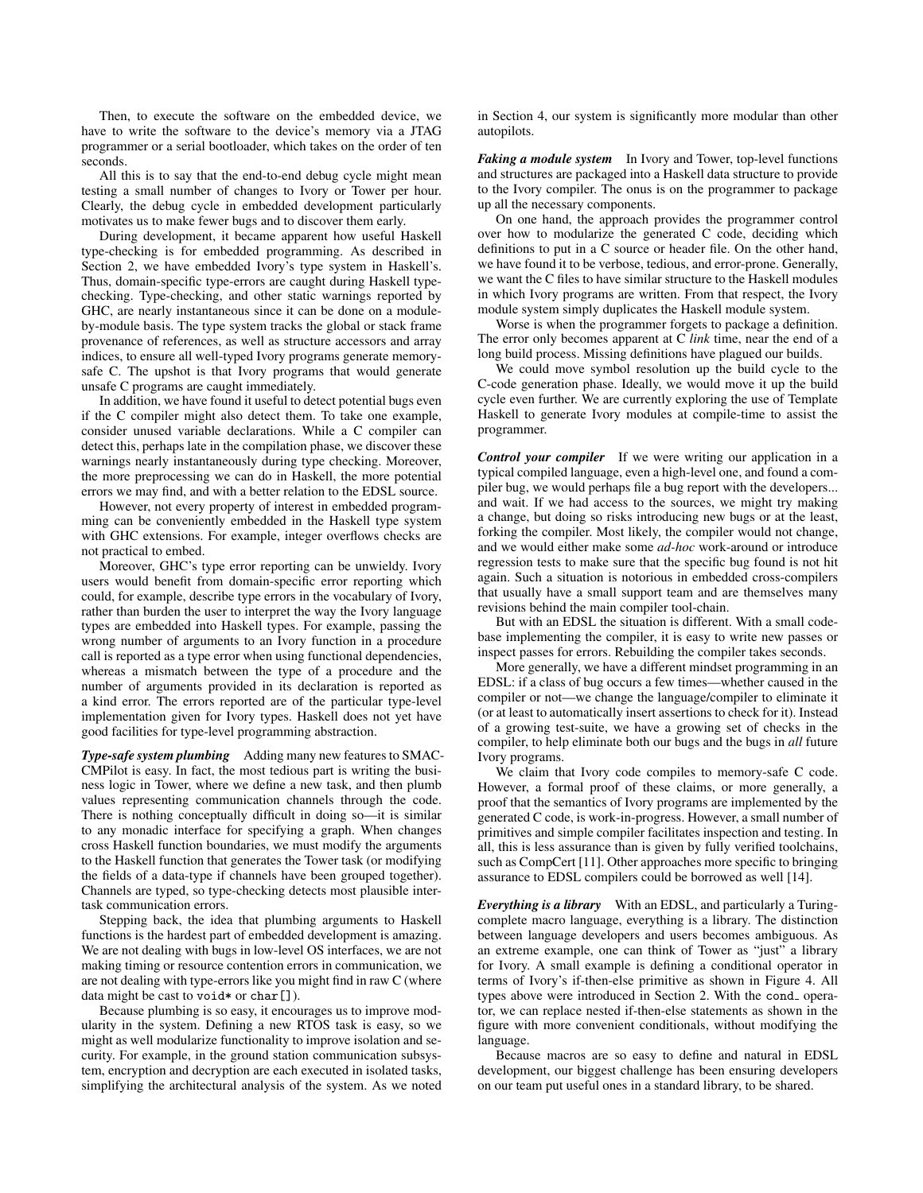Then, to execute the software on the embedded device, we have to write the software to the device's memory via a JTAG programmer or a serial bootloader, which takes on the order of ten seconds.

All this is to say that the end-to-end debug cycle might mean testing a small number of changes to Ivory or Tower per hour. Clearly, the debug cycle in embedded development particularly motivates us to make fewer bugs and to discover them early.

During development, it became apparent how useful Haskell type-checking is for embedded programming. As described in Section 2, we have embedded Ivory's type system in Haskell's. Thus, domain-specific type-errors are caught during Haskell type-checking. Type-checking, and other static warnings reported by GHC, are nearly instantaneous since it can be done on a module-by-module basis. The type system tracks the global or stack frame provenance of references, as well as structure accessors and array indices, to ensure all well-typed Ivory programs generate memory-safe C. The upshot is that Ivory programs that would generate unsafe C programs are caught immediately.

In addition, we have found it useful to detect potential bugs even if the C compiler might also detect them. To take one example, consider unused variable declarations. While a C compiler can detect this, perhaps late in the compilation phase, we discover these warnings nearly instantaneously during type checking. Moreover, the more preprocessing we can do in Haskell, the more potential errors we may find, and with a better relation to the EDSL source.

However, not every property of interest in embedded programming can be conveniently embedded in the Haskell type system with GHC extensions. For example, integer overflows checks are not practical to embed.

Moreover, GHC's type error reporting can be unwieldy. Ivory users would benefit from domain-specific error reporting which could, for example, describe type errors in the vocabulary of Ivory, rather than burden the user to interpret the way the Ivory language types are embedded into Haskell types. For example, passing the wrong number of arguments to an Ivory function in a procedure call is reported as a type error when using functional dependencies, whereas a mismatch between the type of a procedure and the number of arguments provided in its declaration is reported as a kind error. The errors reported are of the particular type-level implementation given for Ivory types. Haskell does not yet have good facilities for type-level programming abstraction.

***Type-safe system plumbing*** Adding many new features to SMACCMPilot is easy. In fact, the most tedious part is writing the business logic in Tower, where we define a new task, and then plumb values representing communication channels through the code. There is nothing conceptually difficult in doing so—it is similar to any monadic interface for specifying a graph. When changes cross Haskell function boundaries, we must modify the arguments to the Haskell function that generates the Tower task (or modifying the fields of a data-type if channels have been grouped together). Channels are typed, so type-checking detects most plausible inter-task communication errors.

Stepping back, the idea that plumbing arguments to Haskell functions is the hardest part of embedded development is amazing. We are not dealing with bugs in low-level OS interfaces, we are not making timing or resource contention errors in communication, we are not dealing with type-errors like you might find in raw C (where data might be cast to `void*` or `char[]`).

Because plumbing is so easy, it encourages us to improve modularity in the system. Defining a new RTOS task is easy, so we might as well modularize functionality to improve isolation and security. For example, in the ground station communication subsystem, encryption and decryption are each executed in isolated tasks, simplifying the architectural analysis of the system. As we noted in Section 4, our system is significantly more modular than other autopilots.

***Faking a module system*** In Ivory and Tower, top-level functions and structures are packaged into a Haskell data structure to provide to the Ivory compiler. The onus is on the programmer to package up all the necessary components.

On one hand, the approach provides the programmer control over how to modularize the generated C code, deciding which definitions to put in a C source or header file. On the other hand, we have found it to be verbose, tedious, and error-prone. Generally, we want the C files to have similar structure to the Haskell modules in which Ivory programs are written. From that respect, the Ivory module system simply duplicates the Haskell module system.

Worse is when the programmer forgets to package a definition. The error only becomes apparent at C *link* time, near the end of a long build process. Missing definitions have plagued our builds.

We could move symbol resolution up the build cycle to the C-code generation phase. Ideally, we would move it up the build cycle even further. We are currently exploring the use of Template Haskell to generate Ivory modules at compile-time to assist the programmer.

***Control your compiler*** If we were writing our application in a typical compiled language, even a high-level one, and found a compiler bug, we would perhaps file a bug report with the developers... and wait. If we had access to the sources, we might try making a change, but doing so risks introducing new bugs or at the least, forking the compiler. Most likely, the compiler would not change, and we would either make some *ad-hoc* work-around or introduce regression tests to make sure that the specific bug found is not hit again. Such a situation is notorious in embedded cross-compilers that usually have a small support team and are themselves many revisions behind the main compiler tool-chain.

But with an EDSL the situation is different. With a small code-base implementing the compiler, it is easy to write new passes or inspect passes for errors. Rebuilding the compiler takes seconds.

More generally, we have a different mindset programming in an EDSL: if a class of bug occurs a few times—whether caused in the compiler or not—we change the language/compiler to eliminate it (or at least to automatically insert assertions to check for it). Instead of a growing test-suite, we have a growing set of checks in the compiler, to help eliminate both our bugs and the bugs in *all* future Ivory programs.

We claim that Ivory code compiles to memory-safe C code. However, a formal proof of these claims, or more generally, a proof that the semantics of Ivory programs are implemented by the generated C code, is work-in-progress. However, a small number of primitives and simple compiler facilitates inspection and testing. In all, this is less assurance than is given by fully verified toolchains, such as CompCert [11]. Other approaches more specific to bringing assurance to EDSL compilers could be borrowed as well [14].

***Everything is a library*** With an EDSL, and particularly a Turing-complete macro language, everything is a library. The distinction between language developers and users becomes ambiguous. As an extreme example, one can think of Tower as "just" a library for Ivory. A small example is defining a conditional operator in terms of Ivory's if-then-else primitive as shown in Figure 4. All types above were introduced in Section 2. With the `cond_` operator, we can replace nested if-then-else statements as shown in the figure with more convenient conditionals, without modifying the language.

Because macros are so easy to define and natural in EDSL development, our biggest challenge has been ensuring developers on our team put useful ones in a standard library, to be shared.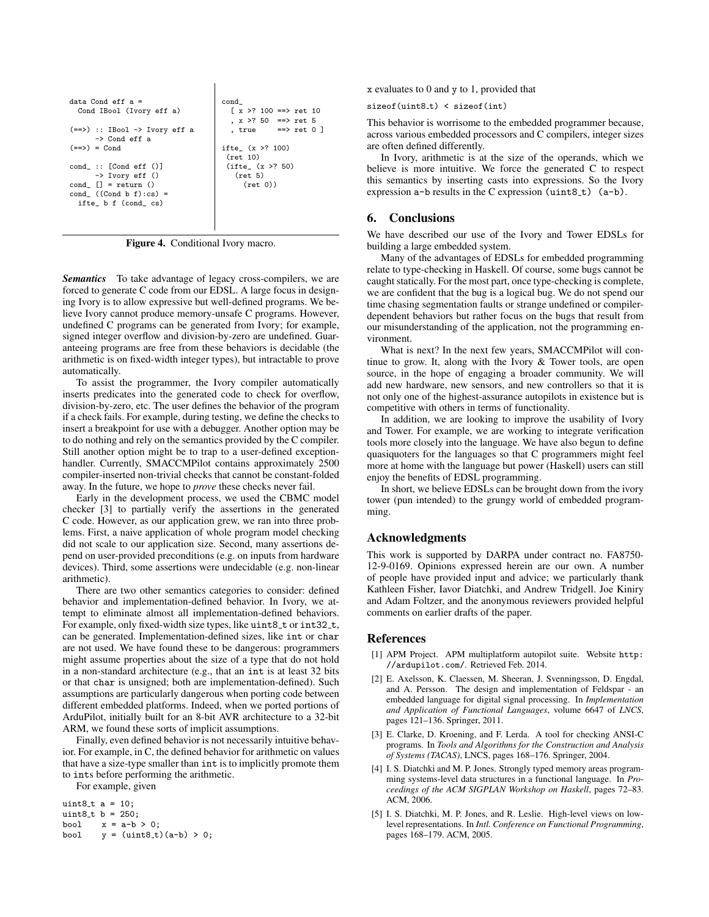```
data Cond eff a =
  Cond IBool (Ivory eff a)

(==>) :: IBool -> Ivory eff a
      -> Cond eff a
(==>) = Cond

cond_ :: [Cond eff ()]
      -> Ivory eff ()
cond_ [] = return ()
cond_ ((Cond b f):cs) =
  ifte_ b f (cond_ cs)
```

```
cond_
  [ x >? 100 ==> ret 10
  , x >? 50  ==> ret 5
  , true     ==> ret 0 ]

ifte_ (x >? 100)
 (ret 10)
 (ifte_ (x >? 50)
   (ret 5)
     (ret 0))
```

**Figure 4.** Conditional Ivory macro.

***Semantics*** To take advantage of legacy cross-compilers, we are forced to generate C code from our EDSL. A large focus in designing Ivory is to allow expressive but well-defined programs. We believe Ivory cannot produce memory-unsafe C programs. However, undefined C programs can be generated from Ivory; for example, signed integer overflow and division-by-zero are undefined. Guaranteeing programs are free from these behaviors is decidable (the arithmetic is on fixed-width integer types), but intractable to prove automatically.

To assist the programmer, the Ivory compiler automatically inserts predicates into the generated code to check for overflow, division-by-zero, etc. The user defines the behavior of the program if a check fails. For example, during testing, we define the checks to insert a breakpoint for use with a debugger. Another option may be to do nothing and rely on the semantics provided by the C compiler. Still another option might be to trap to a user-defined exception-handler. Currently, SMACCMPilot contains approximately 2500 compiler-inserted non-trivial checks that cannot be constant-folded away. In the future, we hope to *prove* these checks never fail.

Early in the development process, we used the CBMC model checker [3] to partially verify the assertions in the generated C code. However, as our application grew, we ran into three problems. First, a naive application of whole program model checking did not scale to our application size. Second, many assertions depend on user-provided preconditions (e.g. on inputs from hardware devices). Third, some assertions were undecidable (e.g. non-linear arithmetic).

There are two other semantics categories to consider: defined behavior and implementation-defined behavior. In Ivory, we attempt to eliminate almost all implementation-defined behaviors. For example, only fixed-width size types, like `uint8_t` or `int32_t`, can be generated. Implementation-defined sizes, like `int` or `char` are not used. We have found these to be dangerous: programmers might assume properties about the size of a type that do not hold in a non-standard architecture (e.g., that an `int` is at least 32 bits or that `char` is unsigned; both are implementation-defined). Such assumptions are particularly dangerous when porting code between different embedded platforms. Indeed, when we ported portions of ArduPilot, initially built for an 8-bit AVR architecture to a 32-bit ARM, we found these sorts of implicit assumptions.

Finally, even defined behavior is not necessarily intuitive behavior. For example, in C, the defined behavior for arithmetic on values that have a size-type smaller than `int` is to implicitly promote them to `int`s before performing the arithmetic.

For example, given

```
uint8_t a = 10;
uint8_t b = 250;
bool    x = a-b > 0;
bool    y = (uint8_t)(a-b) > 0;
```

`x` evaluates to 0 and `y` to 1, provided that

```
sizeof(uint8_t) < sizeof(int)
```

This behavior is worrisome to the embedded programmer because, across various embedded processors and C compilers, integer sizes are often defined differently.

In Ivory, arithmetic is at the size of the operands, which we believe is more intuitive. We force the generated C to respect this semantics by inserting casts into expressions. So the Ivory expression `a-b` results in the C expression `(uint8_t) (a-b)`.

## 6. Conclusions

We have described our use of the Ivory and Tower EDSLs for building a large embedded system.

Many of the advantages of EDSLs for embedded programming relate to type-checking in Haskell. Of course, some bugs cannot be caught statically. For the most part, once type-checking is complete, we are confident that the bug is a logical bug. We do not spend our time chasing segmentation faults or strange undefined or compiler-dependent behaviors but rather focus on the bugs that result from our misunderstanding of the application, not the programming environment.

What is next? In the next few years, SMACCMPilot will continue to grow. It, along with the Ivory & Tower tools, are open source, in the hope of engaging a broader community. We will add new hardware, new sensors, and new controllers so that it is not only one of the highest-assurance autopilots in existence but is competitive with others in terms of functionality.

In addition, we are looking to improve the usability of Ivory and Tower. For example, we are working to integrate verification tools more closely into the language. We have also begun to define quasiquoters for the languages so that C programmers might feel more at home with the language but power (Haskell) users can still enjoy the benefits of EDSL programming.

In short, we believe EDSLs can be brought down from the ivory tower (pun intended) to the grungy world of embedded programming.

## Acknowledgments

This work is supported by DARPA under contract no. FA8750-12-9-0169. Opinions expressed herein are our own. A number of people have provided input and advice; we particularly thank Kathleen Fisher, Iavor Diatchki, and Andrew Tridgell. Joe Kiniry and Adam Foltzer, and the anonymous reviewers provided helpful comments on earlier drafts of the paper.

## References

[1] APM Project. APM multiplatform autopilot suite. Website http://ardupilot.com/. Retrieved Feb. 2014.

[2] E. Axelsson, K. Claessen, M. Sheeran, J. Svenningsson, D. Engdal, and A. Persson. The design and implementation of Feldspar - an embedded language for digital signal processing. In *Implementation and Application of Functional Languages*, volume 6647 of *LNCS*, pages 121–136. Springer, 2011.

[3] E. Clarke, D. Kroening, and F. Lerda. A tool for checking ANSI-C programs. In *Tools and Algorithms for the Construction and Analysis of Systems (TACAS)*, LNCS, pages 168–176. Springer, 2004.

[4] I. S. Diatchki and M. P. Jones. Strongly typed memory areas programming systems-level data structures in a functional language. In *Proceedings of the ACM SIGPLAN Workshop on Haskell*, pages 72–83. ACM, 2006.

[5] I. S. Diatchki, M. P. Jones, and R. Leslie. High-level views on low-level representations. In *Intl. Conference on Functional Programming*, pages 168–179. ACM, 2005.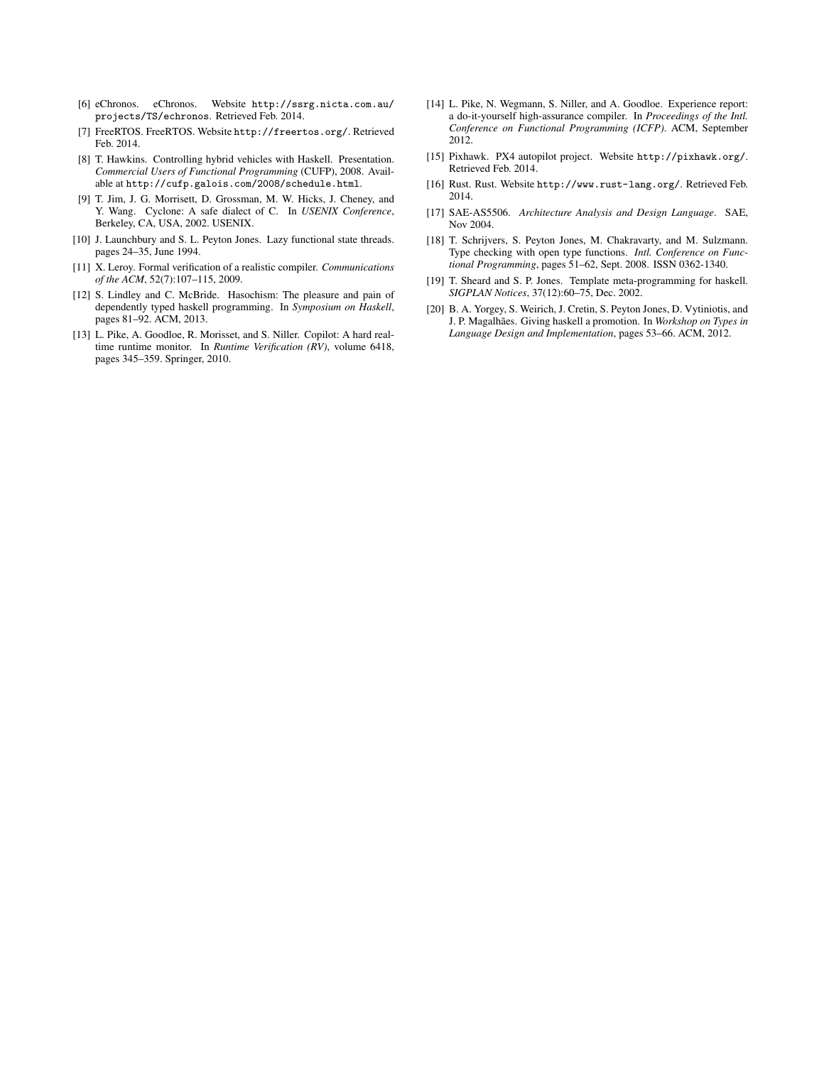[6] eChronos. eChronos. Website http://ssrg.nicta.com.au/projects/TS/echronos. Retrieved Feb. 2014.

[7] FreeRTOS. FreeRTOS. Website http://freertos.org/. Retrieved Feb. 2014.

[8] T. Hawkins. Controlling hybrid vehicles with Haskell. Presentation. *Commercial Users of Functional Programming* (CUFP), 2008. Available at http://cufp.galois.com/2008/schedule.html.

[9] T. Jim, J. G. Morrisett, D. Grossman, M. W. Hicks, J. Cheney, and Y. Wang. Cyclone: A safe dialect of C. In *USENIX Conference*, Berkeley, CA, USA, 2002. USENIX.

[10] J. Launchbury and S. L. Peyton Jones. Lazy functional state threads. pages 24–35, June 1994.

[11] X. Leroy. Formal verification of a realistic compiler. *Communications of the ACM*, 52(7):107–115, 2009.

[12] S. Lindley and C. McBride. Hasochism: The pleasure and pain of dependently typed haskell programming. In *Symposium on Haskell*, pages 81–92. ACM, 2013.

[13] L. Pike, A. Goodloe, R. Morisset, and S. Niller. Copilot: A hard real-time runtime monitor. In *Runtime Verification (RV)*, volume 6418, pages 345–359. Springer, 2010.

[14] L. Pike, N. Wegmann, S. Niller, and A. Goodloe. Experience report: a do-it-yourself high-assurance compiler. In *Proceedings of the Intl. Conference on Functional Programming (ICFP)*. ACM, September 2012.

[15] Pixhawk. PX4 autopilot project. Website http://pixhawk.org/. Retrieved Feb. 2014.

[16] Rust. Rust. Website http://www.rust-lang.org/. Retrieved Feb. 2014.

[17] SAE-AS5506. *Architecture Analysis and Design Language*. SAE, Nov 2004.

[18] T. Schrijvers, S. Peyton Jones, M. Chakravarty, and M. Sulzmann. Type checking with open type functions. *Intl. Conference on Functional Programming*, pages 51–62, Sept. 2008. ISSN 0362-1340.

[19] T. Sheard and S. P. Jones. Template meta-programming for haskell. *SIGPLAN Notices*, 37(12):60–75, Dec. 2002.

[20] B. A. Yorgey, S. Weirich, J. Cretin, S. Peyton Jones, D. Vytiniotis, and J. P. Magalhães. Giving haskell a promotion. In *Workshop on Types in Language Design and Implementation*, pages 53–66. ACM, 2012.